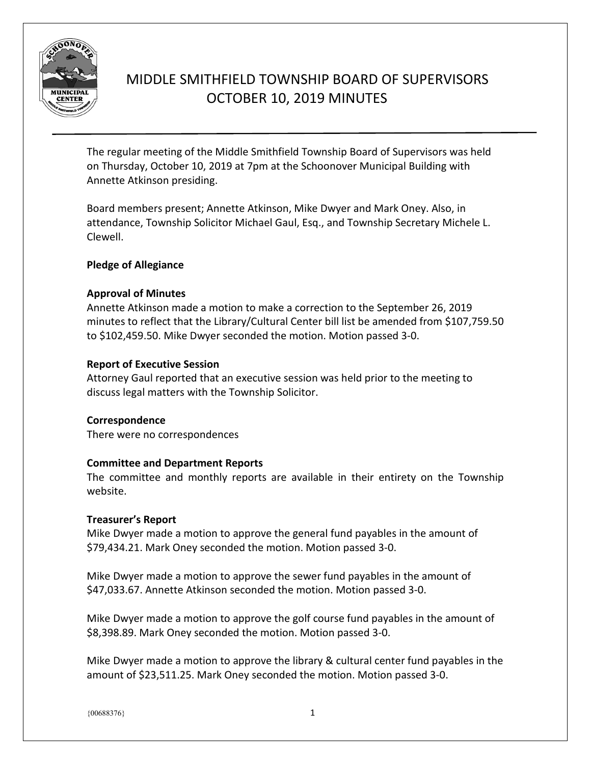# MIDDLE SMITHFIELD TOWNSHIP BOARD OF SUPERVISORS OCTOBER 10, 2019 MINUTES

The regular meeting of the Middle Smithfield Township Board of Supervisors was held on Thursday, October 10, 2019 at 7pm at the Schoonover Municipal Building with Annette Atkinson presiding.

Board members present; Annette Atkinson, Mike Dwyer and Mark Oney. Also, in attendance, Township Solicitor Michael Gaul, Esq., and Township Secretary Michele L. Clewell.

**Pledge of Allegiance**

**Approval of Minutes**
Annette Atkinson made a motion to make a correction to the September 26, 2019 minutes to reflect that the Library/Cultural Center bill list be amended from $107,759.50 to $102,459.50. Mike Dwyer seconded the motion. Motion passed 3-0.

**Report of Executive Session**
Attorney Gaul reported that an executive session was held prior to the meeting to discuss legal matters with the Township Solicitor.

**Correspondence**
There were no correspondences

**Committee and Department Reports**
The committee and monthly reports are available in their entirety on the Township website.

**Treasurer's Report**
Mike Dwyer made a motion to approve the general fund payables in the amount of $79,434.21. Mark Oney seconded the motion. Motion passed 3-0.

Mike Dwyer made a motion to approve the sewer fund payables in the amount of $47,033.67. Annette Atkinson seconded the motion. Motion passed 3-0.

Mike Dwyer made a motion to approve the golf course fund payables in the amount of $8,398.89. Mark Oney seconded the motion. Motion passed 3-0.

Mike Dwyer made a motion to approve the library & cultural center fund payables in the amount of $23,511.25. Mark Oney seconded the motion. Motion passed 3-0.

{00688376}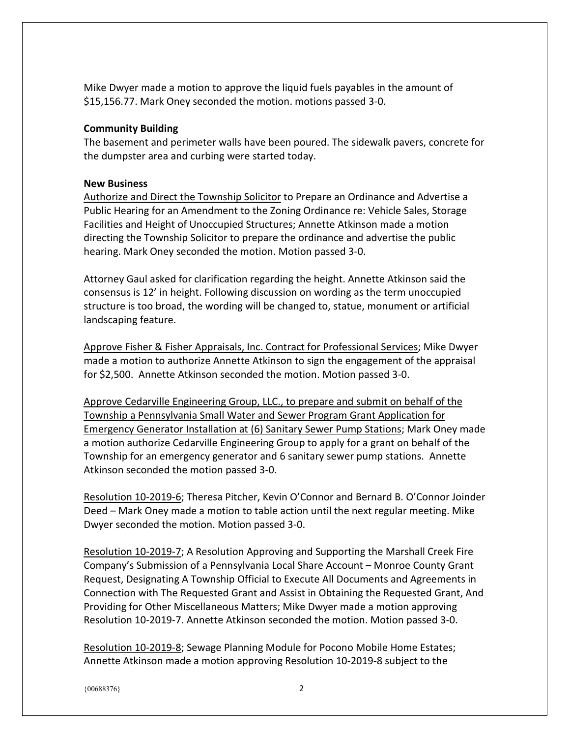Mike Dwyer made a motion to approve the liquid fuels payables in the amount of $15,156.77. Mark Oney seconded the motion. motions passed 3-0.

**Community Building**

The basement and perimeter walls have been poured. The sidewalk pavers, concrete for the dumpster area and curbing were started today.

**New Business**

Authorize and Direct the Township Solicitor to Prepare an Ordinance and Advertise a Public Hearing for an Amendment to the Zoning Ordinance re: Vehicle Sales, Storage Facilities and Height of Unoccupied Structures; Annette Atkinson made a motion directing the Township Solicitor to prepare the ordinance and advertise the public hearing. Mark Oney seconded the motion. Motion passed 3-0.

Attorney Gaul asked for clarification regarding the height. Annette Atkinson said the consensus is 12' in height. Following discussion on wording as the term unoccupied structure is too broad, the wording will be changed to, statue, monument or artificial landscaping feature.

Approve Fisher & Fisher Appraisals, Inc. Contract for Professional Services; Mike Dwyer made a motion to authorize Annette Atkinson to sign the engagement of the appraisal for $2,500. Annette Atkinson seconded the motion. Motion passed 3-0.

Approve Cedarville Engineering Group, LLC., to prepare and submit on behalf of the Township a Pennsylvania Small Water and Sewer Program Grant Application for Emergency Generator Installation at (6) Sanitary Sewer Pump Stations; Mark Oney made a motion authorize Cedarville Engineering Group to apply for a grant on behalf of the Township for an emergency generator and 6 sanitary sewer pump stations. Annette Atkinson seconded the motion passed 3-0.

Resolution 10-2019-6; Theresa Pitcher, Kevin O'Connor and Bernard B. O'Connor Joinder Deed – Mark Oney made a motion to table action until the next regular meeting. Mike Dwyer seconded the motion. Motion passed 3-0.

Resolution 10-2019-7; A Resolution Approving and Supporting the Marshall Creek Fire Company's Submission of a Pennsylvania Local Share Account – Monroe County Grant Request, Designating A Township Official to Execute All Documents and Agreements in Connection with The Requested Grant and Assist in Obtaining the Requested Grant, And Providing for Other Miscellaneous Matters; Mike Dwyer made a motion approving Resolution 10-2019-7. Annette Atkinson seconded the motion. Motion passed 3-0.

Resolution 10-2019-8; Sewage Planning Module for Pocono Mobile Home Estates; Annette Atkinson made a motion approving Resolution 10-2019-8 subject to the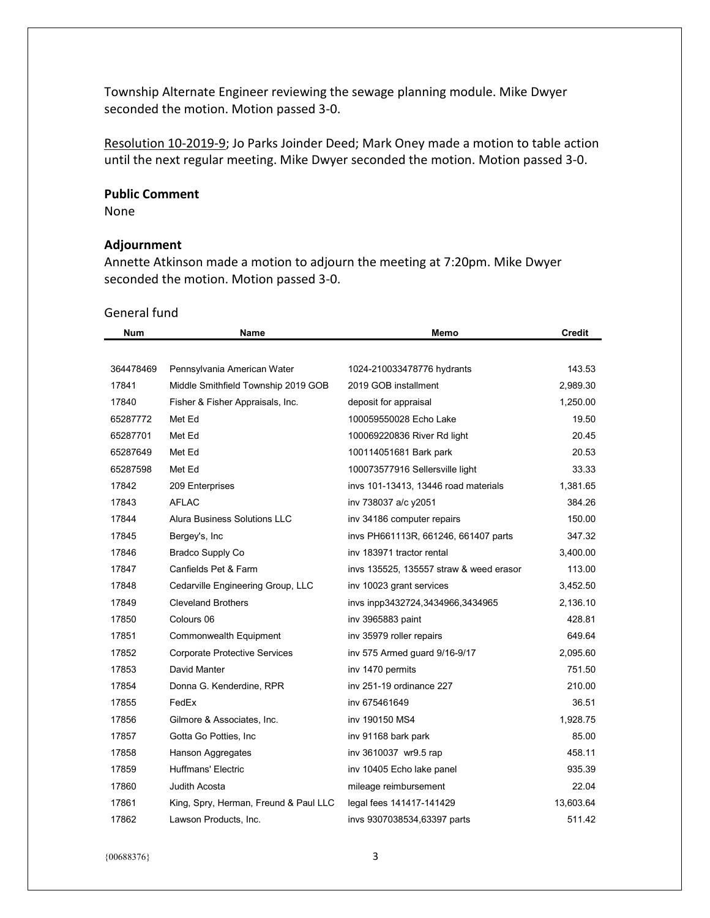Township Alternate Engineer reviewing the sewage planning module. Mike Dwyer seconded the motion. Motion passed 3-0.

Resolution 10-2019-9; Jo Parks Joinder Deed; Mark Oney made a motion to table action until the next regular meeting. Mike Dwyer seconded the motion. Motion passed 3-0.

**Public Comment**

None

**Adjournment**

Annette Atkinson made a motion to adjourn the meeting at 7:20pm. Mike Dwyer seconded the motion. Motion passed 3-0.

General fund

| Num | Name | Memo | Credit |
|---|---|---|---|
| 364478469 | Pennsylvania American Water | 1024-210033478776 hydrants | 143.53 |
| 17841 | Middle Smithfield Township 2019 GOB | 2019 GOB installment | 2,989.30 |
| 17840 | Fisher & Fisher Appraisals, Inc. | deposit for appraisal | 1,250.00 |
| 65287772 | Met Ed | 100059550028 Echo Lake | 19.50 |
| 65287701 | Met Ed | 100069220836 River Rd light | 20.45 |
| 65287649 | Met Ed | 100114051681 Bark park | 20.53 |
| 65287598 | Met Ed | 100073577916 Sellersville light | 33.33 |
| 17842 | 209 Enterprises | invs 101-13413, 13446 road materials | 1,381.65 |
| 17843 | AFLAC | inv 738037 a/c y2051 | 384.26 |
| 17844 | Alura Business Solutions LLC | inv 34186 computer repairs | 150.00 |
| 17845 | Bergey's, Inc | invs PH661113R, 661246, 661407 parts | 347.32 |
| 17846 | Bradco Supply Co | inv 183971 tractor rental | 3,400.00 |
| 17847 | Canfields Pet & Farm | invs 135525, 135557 straw & weed erasor | 113.00 |
| 17848 | Cedarville Engineering Group, LLC | inv 10023 grant services | 3,452.50 |
| 17849 | Cleveland Brothers | invs inpp3432724,3434966,3434965 | 2,136.10 |
| 17850 | Colours 06 | inv 3965883 paint | 428.81 |
| 17851 | Commonwealth Equipment | inv 35979 roller repairs | 649.64 |
| 17852 | Corporate Protective Services | inv 575 Armed guard 9/16-9/17 | 2,095.60 |
| 17853 | David Manter | inv 1470 permits | 751.50 |
| 17854 | Donna G. Kenderdine, RPR | inv 251-19 ordinance 227 | 210.00 |
| 17855 | FedEx | inv 675461649 | 36.51 |
| 17856 | Gilmore & Associates, Inc. | inv 190150 MS4 | 1,928.75 |
| 17857 | Gotta Go Potties, Inc | inv 91168 bark park | 85.00 |
| 17858 | Hanson Aggregates | inv 3610037 wr9.5 rap | 458.11 |
| 17859 | Huffmans' Electric | inv 10405 Echo lake panel | 935.39 |
| 17860 | Judith Acosta | mileage reimbursement | 22.04 |
| 17861 | King, Spry, Herman, Freund & Paul LLC | legal fees 141417-141429 | 13,603.64 |
| 17862 | Lawson Products, Inc. | invs 9307038534,63397 parts | 511.42 |

{00688376}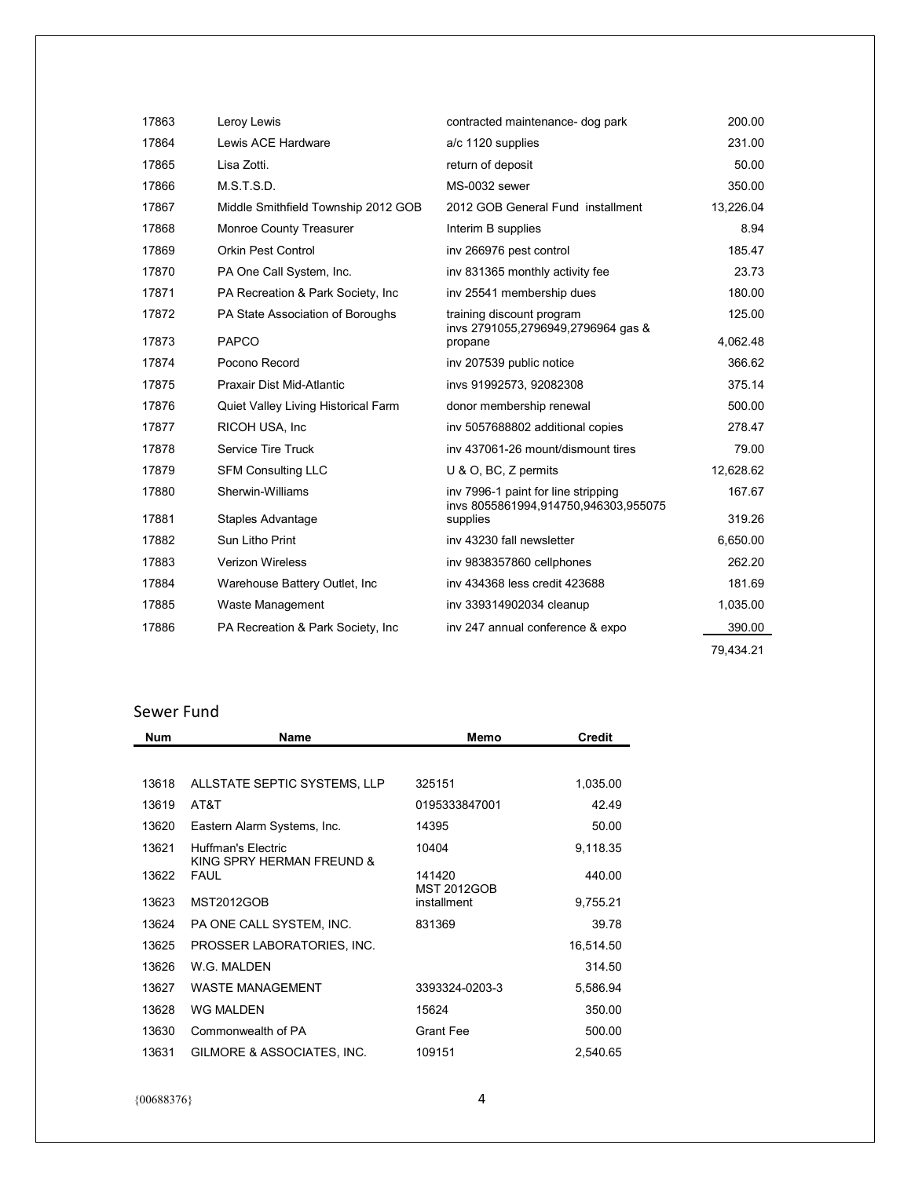| | | | |
|---|---|---|---|
| 17863 | Leroy Lewis | contracted maintenance- dog park | 200.00 |
| 17864 | Lewis ACE Hardware | a/c 1120 supplies | 231.00 |
| 17865 | Lisa Zotti. | return of deposit | 50.00 |
| 17866 | M.S.T.S.D. | MS-0032 sewer | 350.00 |
| 17867 | Middle Smithfield Township 2012 GOB | 2012 GOB General Fund installment | 13,226.04 |
| 17868 | Monroe County Treasurer | Interim B supplies | 8.94 |
| 17869 | Orkin Pest Control | inv 266976 pest control | 185.47 |
| 17870 | PA One Call System, Inc. | inv 831365 monthly activity fee | 23.73 |
| 17871 | PA Recreation & Park Society, Inc | inv 25541 membership dues | 180.00 |
| 17872 | PA State Association of Boroughs | training discount program | 125.00 |
| 17873 | PAPCO | invs 2791055,2796949,2796964 gas & propane | 4,062.48 |
| 17874 | Pocono Record | inv 207539 public notice | 366.62 |
| 17875 | Praxair Dist Mid-Atlantic | invs 91992573, 92082308 | 375.14 |
| 17876 | Quiet Valley Living Historical Farm | donor membership renewal | 500.00 |
| 17877 | RICOH USA, Inc | inv 5057688802 additional copies | 278.47 |
| 17878 | Service Tire Truck | inv 437061-26 mount/dismount tires | 79.00 |
| 17879 | SFM Consulting LLC | U & O, BC, Z permits | 12,628.62 |
| 17880 | Sherwin-Williams | inv 7996-1 paint for line stripping | 167.67 |
| 17881 | Staples Advantage | invs 8055861994,914750,946303,955075 supplies | 319.26 |
| 17882 | Sun Litho Print | inv 43230 fall newsletter | 6,650.00 |
| 17883 | Verizon Wireless | inv 9838357860 cellphones | 262.20 |
| 17884 | Warehouse Battery Outlet, Inc | inv 434368 less credit 423688 | 181.69 |
| 17885 | Waste Management | inv 339314902034 cleanup | 1,035.00 |
| 17886 | PA Recreation & Park Society, Inc | inv 247 annual conference & expo | 390.00 |
| | | | 79,434.21 |

## Sewer Fund

| Num | Name | Memo | Credit |
|---|---|---|---|
| 13618 | ALLSTATE SEPTIC SYSTEMS, LLP | 325151 | 1,035.00 |
| 13619 | AT&T | 0195333847001 | 42.49 |
| 13620 | Eastern Alarm Systems, Inc. | 14395 | 50.00 |
| 13621 | Huffman's Electric | 10404 | 9,118.35 |
| 13622 | KING SPRY HERMAN FREUND & FAUL | 141420 | 440.00 |
| 13623 | MST2012GOB | MST 2012GOB installment | 9,755.21 |
| 13624 | PA ONE CALL SYSTEM, INC. | 831369 | 39.78 |
| 13625 | PROSSER LABORATORIES, INC. | | 16,514.50 |
| 13626 | W.G. MALDEN | | 314.50 |
| 13627 | WASTE MANAGEMENT | 3393324-0203-3 | 5,586.94 |
| 13628 | WG MALDEN | 15624 | 350.00 |
| 13630 | Commonwealth of PA | Grant Fee | 500.00 |
| 13631 | GILMORE & ASSOCIATES, INC. | 109151 | 2,540.65 |

{00688376}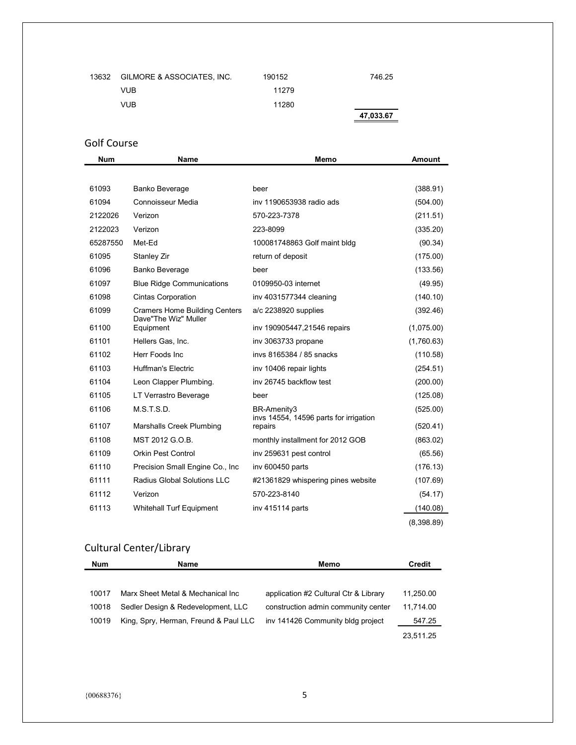| | | | |
|---|---|---|---|
| 13632 | GILMORE & ASSOCIATES, INC. | 190152 | 746.25 |
| | VUB | 11279 | |
| | VUB | 11280 | |
| | | | 47,033.67 |

## Golf Course

| Num | Name | Memo | Amount |
|---|---|---|---|
| 61093 | Banko Beverage | beer | (388.91) |
| 61094 | Connoisseur Media | inv 1190653938 radio ads | (504.00) |
| 2122026 | Verizon | 570-223-7378 | (211.51) |
| 2122023 | Verizon | 223-8099 | (335.20) |
| 65287550 | Met-Ed | 100081748863 Golf maint bldg | (90.34) |
| 61095 | Stanley Zir | return of deposit | (175.00) |
| 61096 | Banko Beverage | beer | (133.56) |
| 61097 | Blue Ridge Communications | 0109950-03 internet | (49.95) |
| 61098 | Cintas Corporation | inv 4031577344 cleaning | (140.10) |
| 61099 | Cramers Home Building Centers | a/c 2238920 supplies | (392.46) |
| 61100 | Dave"The Wiz" Muller Equipment | inv 190905447,21546 repairs | (1,075.00) |
| 61101 | Hellers Gas, Inc. | inv 3063733 propane | (1,760.63) |
| 61102 | Herr Foods Inc | invs 8165384 / 85 snacks | (110.58) |
| 61103 | Huffman's Electric | inv 10406 repair lights | (254.51) |
| 61104 | Leon Clapper Plumbing. | inv 26745 backflow test | (200.00) |
| 61105 | LT Verrastro Beverage | beer | (125.08) |
| 61106 | M.S.T.S.D. | BR-Amenity3 | (525.00) |
| 61107 | Marshalls Creek Plumbing | invs 14554, 14596 parts for irrigation repairs | (520.41) |
| 61108 | MST 2012 G.O.B. | monthly installment for 2012 GOB | (863.02) |
| 61109 | Orkin Pest Control | inv 259631 pest control | (65.56) |
| 61110 | Precision Small Engine Co., Inc | inv 600450 parts | (176.13) |
| 61111 | Radius Global Solutions LLC | #21361829 whispering pines website | (107.69) |
| 61112 | Verizon | 570-223-8140 | (54.17) |
| 61113 | Whitehall Turf Equipment | inv 415114 parts | (140.08) |
| | | | (8,398.89) |

## Cultural Center/Library

| Num | Name | Memo | Credit |
|---|---|---|---|
| 10017 | Marx Sheet Metal & Mechanical Inc | application #2 Cultural Ctr & Library | 11,250.00 |
| 10018 | Sedler Design & Redevelopment, LLC | construction admin community center | 11,714.00 |
| 10019 | King, Spry, Herman, Freund & Paul LLC | inv 141426 Community bldg project | 547.25 |
| | | | 23,511.25 |

{00688376}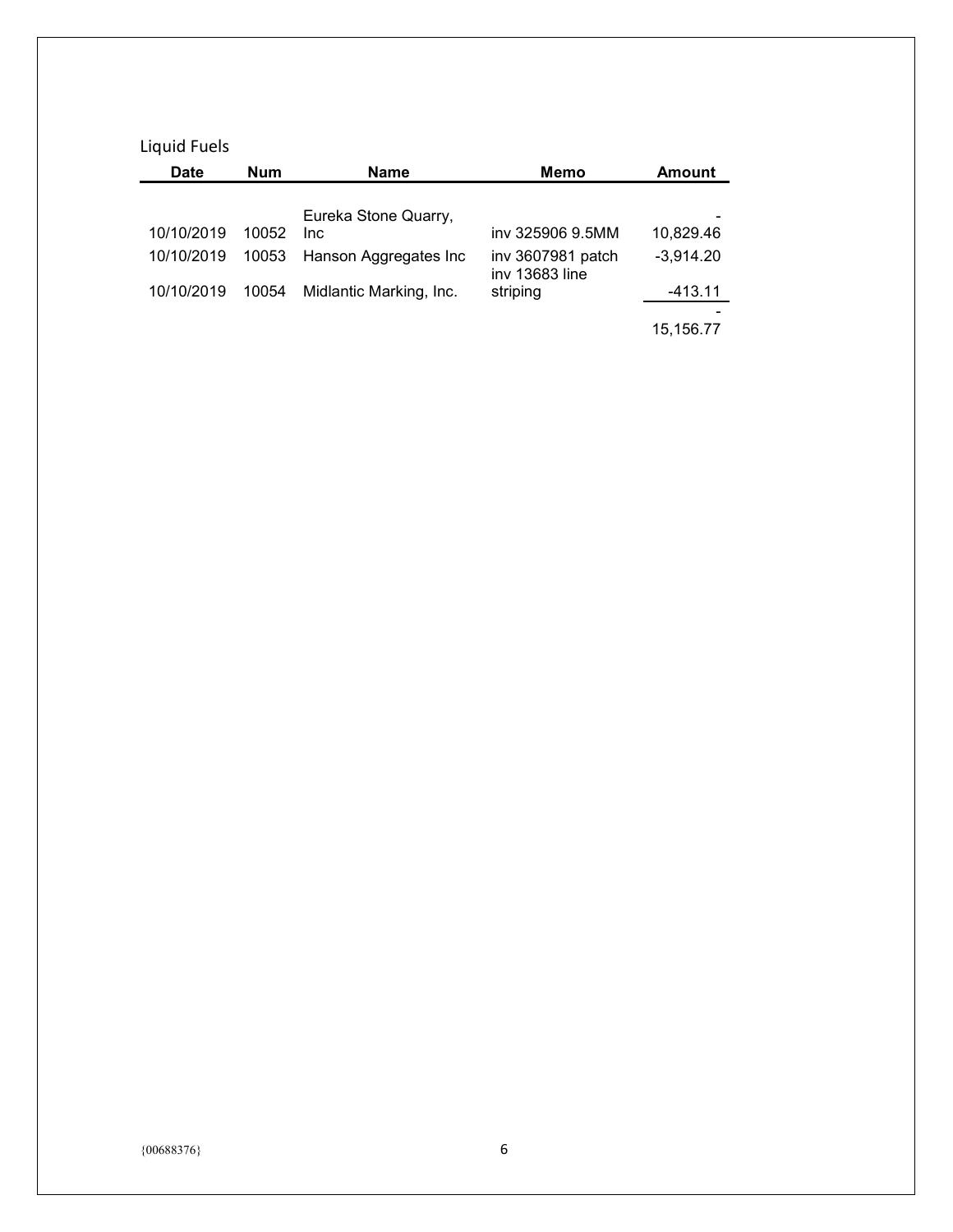Liquid Fuels

| Date | Num | Name | Memo | Amount |
| --- | --- | --- | --- | --- |
| 10/10/2019 | 10052 | Eureka Stone Quarry, Inc | inv 325906 9.5MM | -10,829.46 |
| 10/10/2019 | 10053 | Hanson Aggregates Inc | inv 3607981 patch | -3,914.20 |
| 10/10/2019 | 10054 | Midlantic Marking, Inc. | inv 13683 line striping | -413.11 |
| | | | | -15,156.77 |